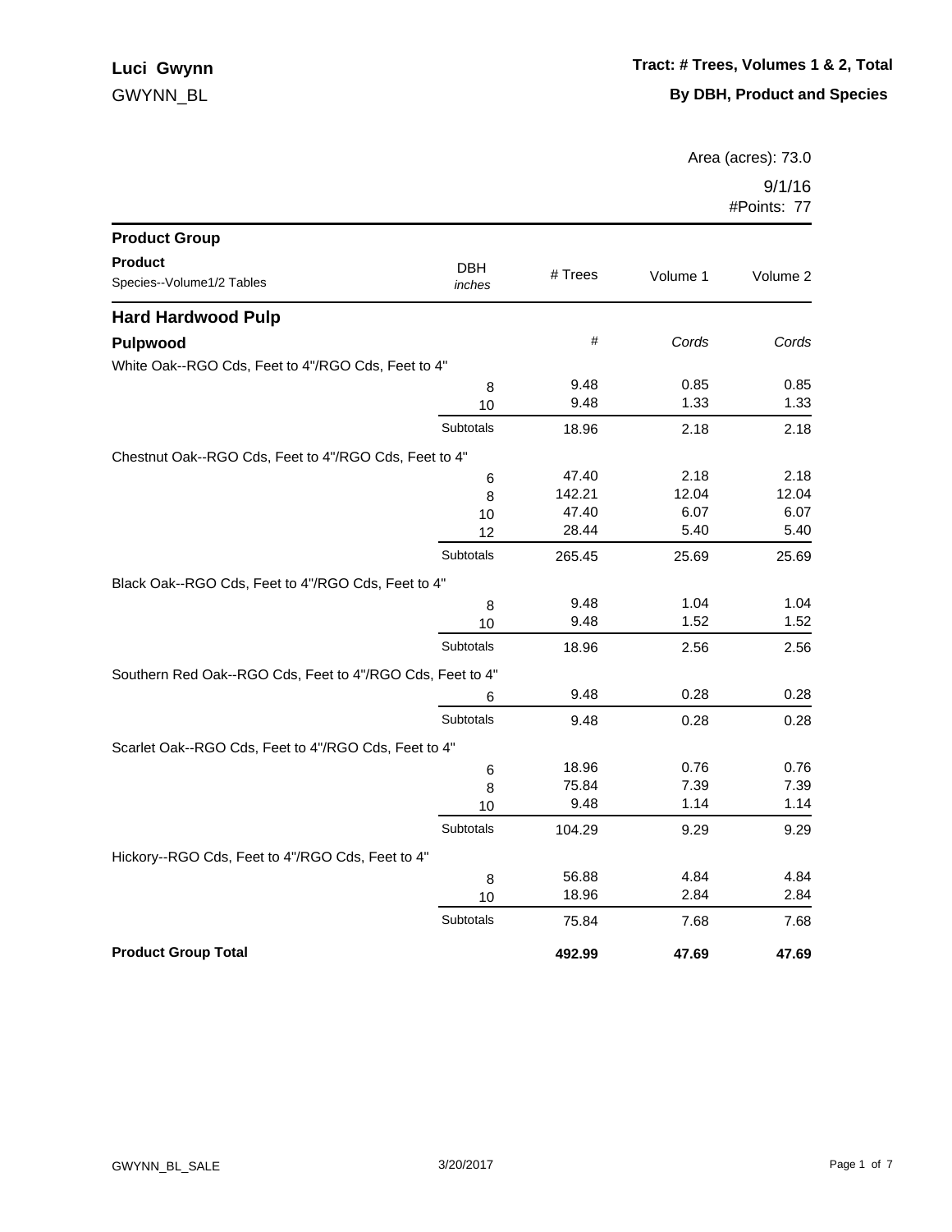**Luci Gwynn**

GWYNN_BL

**Tract: # Trees, Volumes 1 & 2, Total**

**By DBH, Product and Species**

Area (acres): 73.0

9/1/16

#Points: 77

| Product Group<br>Product<br>Species--Volume1/2 Tables | DBH *inches* | # Trees | Volume 1 | Volume 2 |
|---|---|---|---|---|
| **Hard Hardwood Pulp** | | | | |
| **Pulpwood** | | # | *Cords* | *Cords* |
| White Oak--RGO Cds, Feet to 4"/RGO Cds, Feet to 4" | | | | |
| | 8 | 9.48 | 0.85 | 0.85 |
| | 10 | 9.48 | 1.33 | 1.33 |
| | Subtotals | 18.96 | 2.18 | 2.18 |
| Chestnut Oak--RGO Cds, Feet to 4"/RGO Cds, Feet to 4" | | | | |
| | 6 | 47.40 | 2.18 | 2.18 |
| | 8 | 142.21 | 12.04 | 12.04 |
| | 10 | 47.40 | 6.07 | 6.07 |
| | 12 | 28.44 | 5.40 | 5.40 |
| | Subtotals | 265.45 | 25.69 | 25.69 |
| Black Oak--RGO Cds, Feet to 4"/RGO Cds, Feet to 4" | | | | |
| | 8 | 9.48 | 1.04 | 1.04 |
| | 10 | 9.48 | 1.52 | 1.52 |
| | Subtotals | 18.96 | 2.56 | 2.56 |
| Southern Red Oak--RGO Cds, Feet to 4"/RGO Cds, Feet to 4" | | | | |
| | 6 | 9.48 | 0.28 | 0.28 |
| | Subtotals | 9.48 | 0.28 | 0.28 |
| Scarlet Oak--RGO Cds, Feet to 4"/RGO Cds, Feet to 4" | | | | |
| | 6 | 18.96 | 0.76 | 0.76 |
| | 8 | 75.84 | 7.39 | 7.39 |
| | 10 | 9.48 | 1.14 | 1.14 |
| | Subtotals | 104.29 | 9.29 | 9.29 |
| Hickory--RGO Cds, Feet to 4"/RGO Cds, Feet to 4" | | | | |
| | 8 | 56.88 | 4.84 | 4.84 |
| | 10 | 18.96 | 2.84 | 2.84 |
| | Subtotals | 75.84 | 7.68 | 7.68 |
| **Product Group Total** | | **492.99** | **47.69** | **47.69** |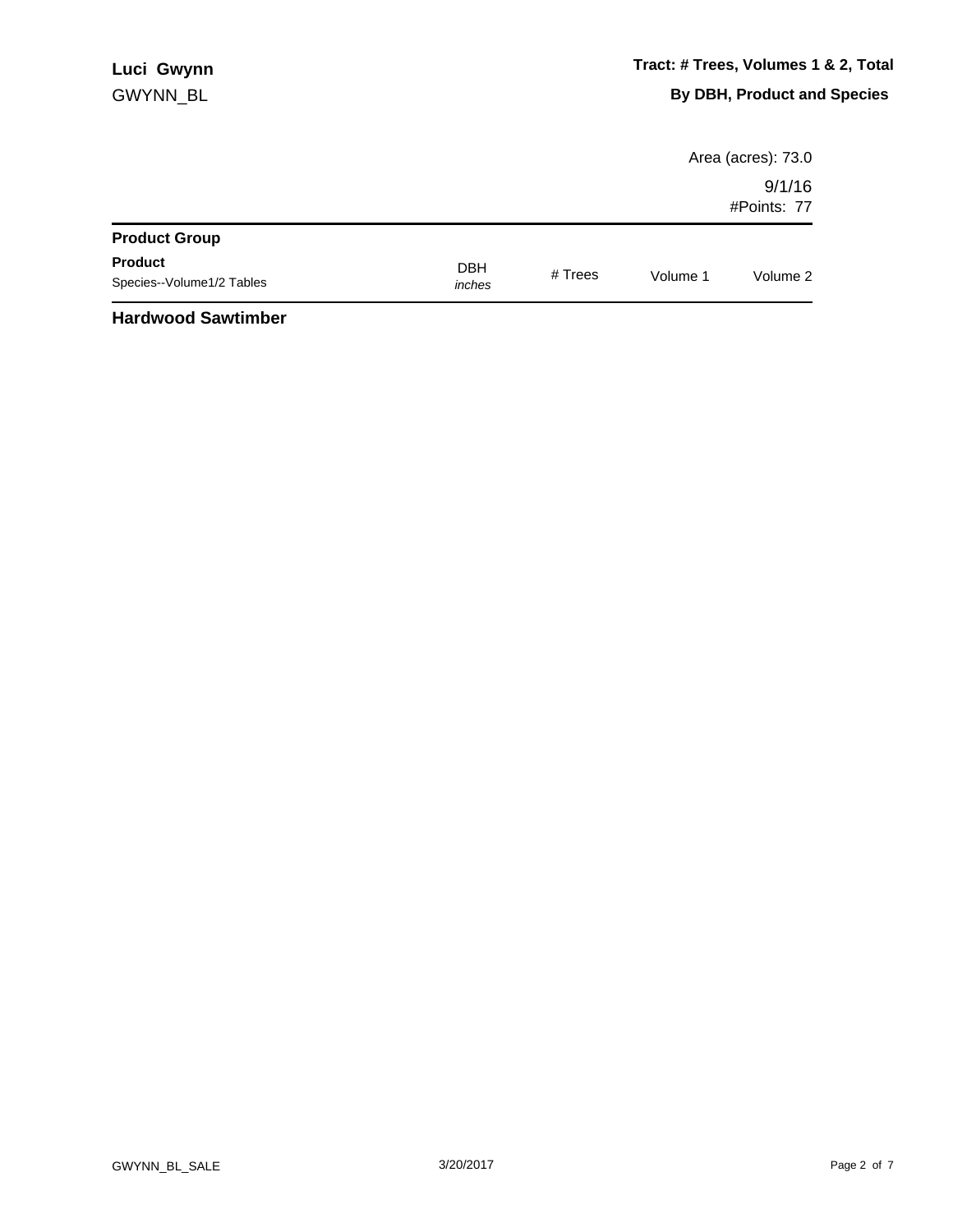**Luci Gwynn**
GWYNN_BL

**Tract: # Trees, Volumes 1 & 2, Total**

**By DBH, Product and Species**

Area (acres): 73.0

9/1/16
#Points: 77

| **Product Group** / **Product** / Species--Volume1/2 Tables | DBH *inches* | # Trees | Volume 1 | Volume 2 |
|---|---|---|---|---|

**Hardwood Sawtimber**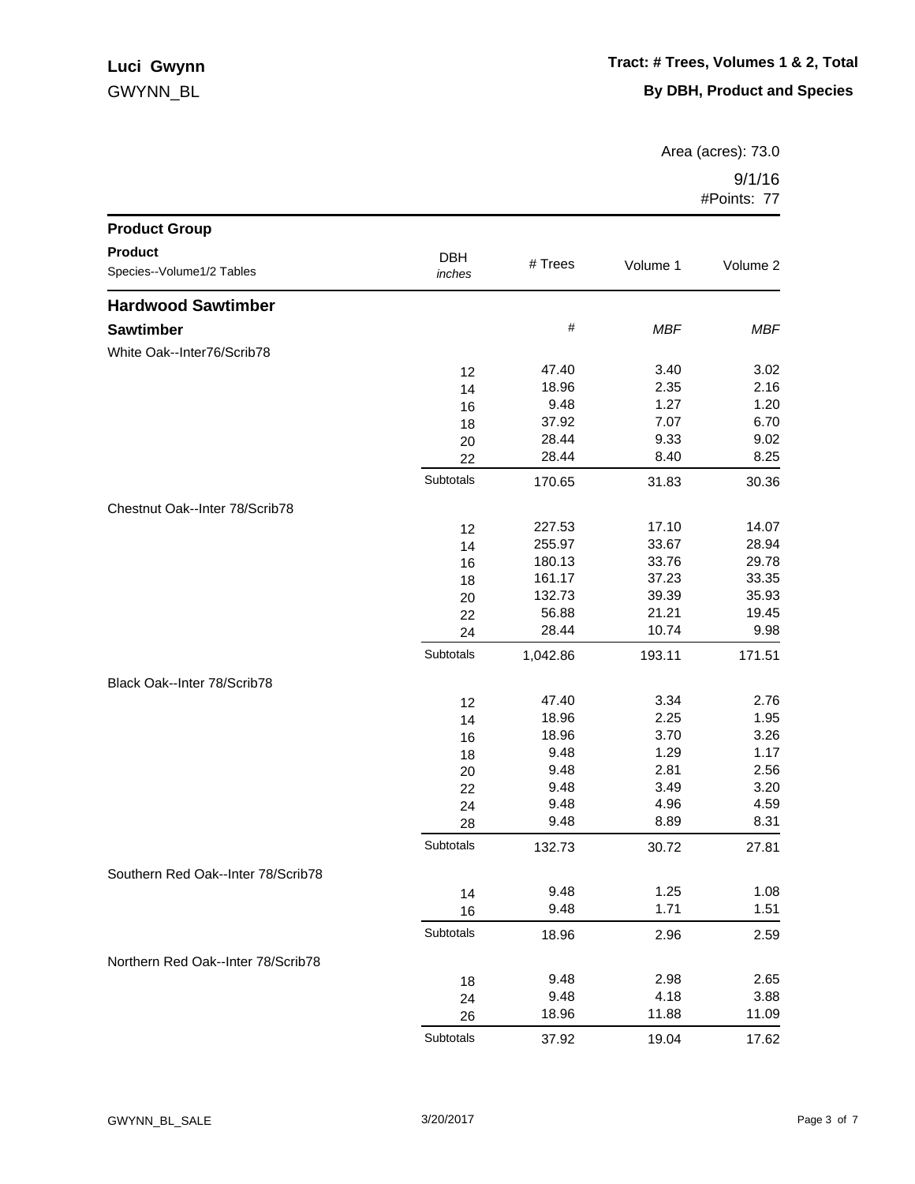**Luci Gwynn**

GWYNN_BL

**Tract: # Trees, Volumes 1 & 2, Total**

**By DBH, Product and Species**

Area (acres): 73.0

9/1/16

#Points: 77

| Product Group / Product / Species--Volume1/2 Tables | DBH *inches* | # Trees | Volume 1 | Volume 2 |
|---|---|---|---|---|
| **Hardwood Sawtimber** | | | | |
| **Sawtimber** | | # | *MBF* | *MBF* |
| White Oak--Inter76/Scrib78 | | | | |
| | 12 | 47.40 | 3.40 | 3.02 |
| | 14 | 18.96 | 2.35 | 2.16 |
| | 16 | 9.48 | 1.27 | 1.20 |
| | 18 | 37.92 | 7.07 | 6.70 |
| | 20 | 28.44 | 9.33 | 9.02 |
| | 22 | 28.44 | 8.40 | 8.25 |
| | Subtotals | 170.65 | 31.83 | 30.36 |
| Chestnut Oak--Inter 78/Scrib78 | | | | |
| | 12 | 227.53 | 17.10 | 14.07 |
| | 14 | 255.97 | 33.67 | 28.94 |
| | 16 | 180.13 | 33.76 | 29.78 |
| | 18 | 161.17 | 37.23 | 33.35 |
| | 20 | 132.73 | 39.39 | 35.93 |
| | 22 | 56.88 | 21.21 | 19.45 |
| | 24 | 28.44 | 10.74 | 9.98 |
| | Subtotals | 1,042.86 | 193.11 | 171.51 |
| Black Oak--Inter 78/Scrib78 | | | | |
| | 12 | 47.40 | 3.34 | 2.76 |
| | 14 | 18.96 | 2.25 | 1.95 |
| | 16 | 18.96 | 3.70 | 3.26 |
| | 18 | 9.48 | 1.29 | 1.17 |
| | 20 | 9.48 | 2.81 | 2.56 |
| | 22 | 9.48 | 3.49 | 3.20 |
| | 24 | 9.48 | 4.96 | 4.59 |
| | 28 | 9.48 | 8.89 | 8.31 |
| | Subtotals | 132.73 | 30.72 | 27.81 |
| Southern Red Oak--Inter 78/Scrib78 | | | | |
| | 14 | 9.48 | 1.25 | 1.08 |
| | 16 | 9.48 | 1.71 | 1.51 |
| | Subtotals | 18.96 | 2.96 | 2.59 |
| Northern Red Oak--Inter 78/Scrib78 | | | | |
| | 18 | 9.48 | 2.98 | 2.65 |
| | 24 | 9.48 | 4.18 | 3.88 |
| | 26 | 18.96 | 11.88 | 11.09 |
| | Subtotals | 37.92 | 19.04 | 17.62 |

GWYNN_BL_SALE 3/20/2017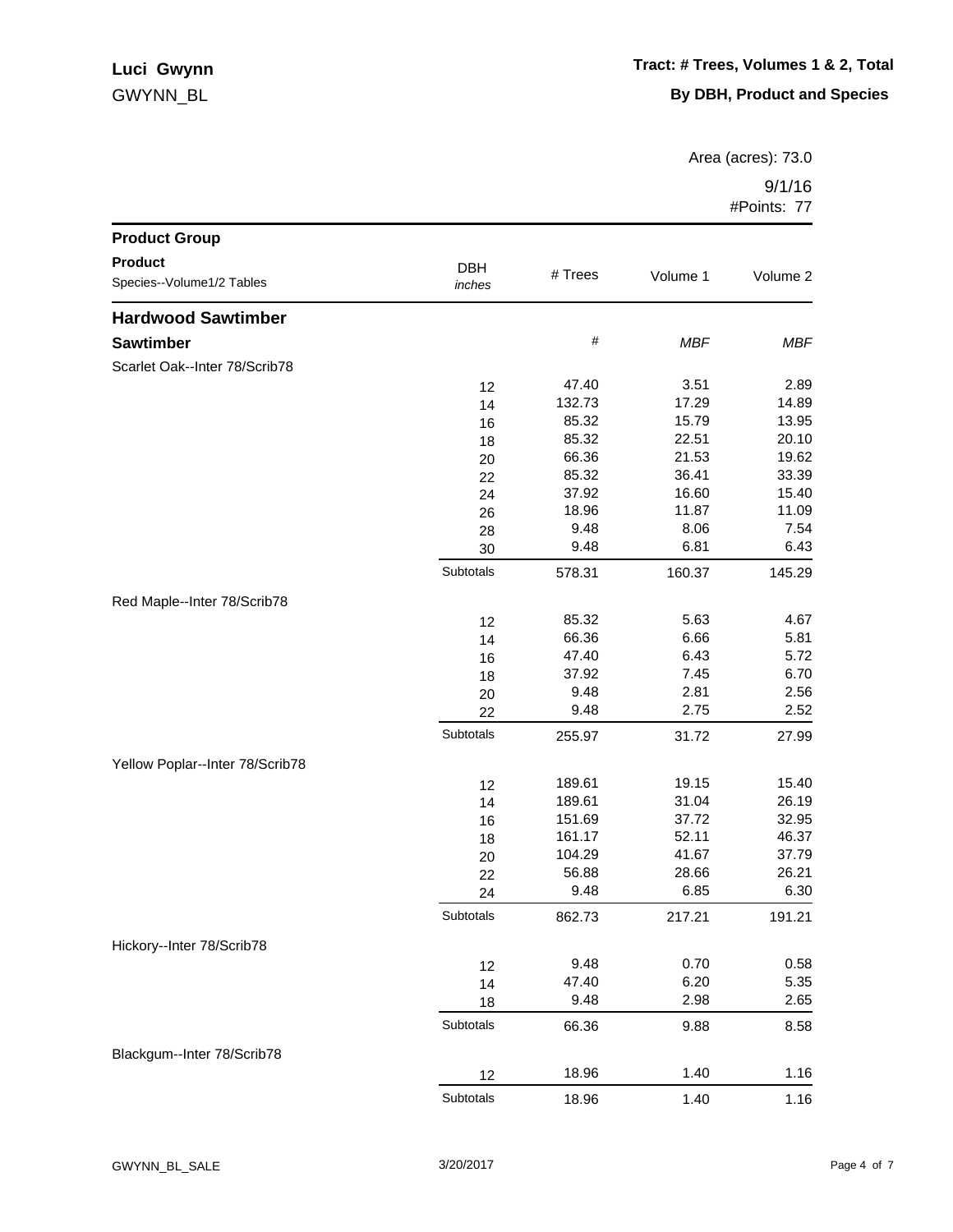**Luci Gwynn**

GWYNN_BL

**Tract: # Trees, Volumes 1 & 2, Total**

**By DBH, Product and Species**

Area (acres): 73.0

9/1/16

#Points: 77

| Product Group / Product / Species--Volume1/2 Tables | DBH *inches* | # Trees | Volume 1 | Volume 2 |
|---|---|---|---|---|
| **Hardwood Sawtimber** | | | | |
| **Sawtimber** | | # | *MBF* | *MBF* |
| Scarlet Oak--Inter 78/Scrib78 | | | | |
| | 12 | 47.40 | 3.51 | 2.89 |
| | 14 | 132.73 | 17.29 | 14.89 |
| | 16 | 85.32 | 15.79 | 13.95 |
| | 18 | 85.32 | 22.51 | 20.10 |
| | 20 | 66.36 | 21.53 | 19.62 |
| | 22 | 85.32 | 36.41 | 33.39 |
| | 24 | 37.92 | 16.60 | 15.40 |
| | 26 | 18.96 | 11.87 | 11.09 |
| | 28 | 9.48 | 8.06 | 7.54 |
| | 30 | 9.48 | 6.81 | 6.43 |
| | Subtotals | 578.31 | 160.37 | 145.29 |
| Red Maple--Inter 78/Scrib78 | | | | |
| | 12 | 85.32 | 5.63 | 4.67 |
| | 14 | 66.36 | 6.66 | 5.81 |
| | 16 | 47.40 | 6.43 | 5.72 |
| | 18 | 37.92 | 7.45 | 6.70 |
| | 20 | 9.48 | 2.81 | 2.56 |
| | 22 | 9.48 | 2.75 | 2.52 |
| | Subtotals | 255.97 | 31.72 | 27.99 |
| Yellow Poplar--Inter 78/Scrib78 | | | | |
| | 12 | 189.61 | 19.15 | 15.40 |
| | 14 | 189.61 | 31.04 | 26.19 |
| | 16 | 151.69 | 37.72 | 32.95 |
| | 18 | 161.17 | 52.11 | 46.37 |
| | 20 | 104.29 | 41.67 | 37.79 |
| | 22 | 56.88 | 28.66 | 26.21 |
| | 24 | 9.48 | 6.85 | 6.30 |
| | Subtotals | 862.73 | 217.21 | 191.21 |
| Hickory--Inter 78/Scrib78 | | | | |
| | 12 | 9.48 | 0.70 | 0.58 |
| | 14 | 47.40 | 6.20 | 5.35 |
| | 18 | 9.48 | 2.98 | 2.65 |
| | Subtotals | 66.36 | 9.88 | 8.58 |
| Blackgum--Inter 78/Scrib78 | | | | |
| | 12 | 18.96 | 1.40 | 1.16 |
| | Subtotals | 18.96 | 1.40 | 1.16 |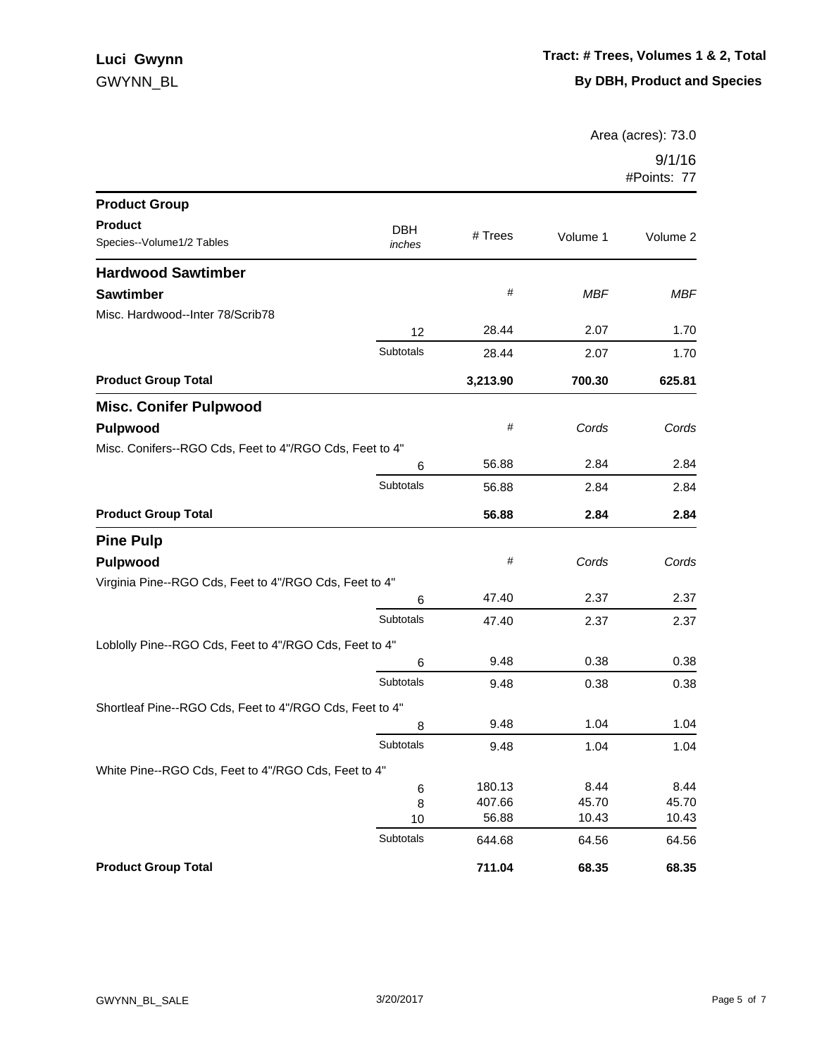**Luci Gwynn**
GWYNN_BL

**Tract: # Trees, Volumes 1 & 2, Total**
**By DBH, Product and Species**

Area (acres): 73.0
9/1/16
#Points: 77

| Product Group / Product / Species--Volume1/2 Tables | DBH *inches* | # Trees | Volume 1 | Volume 2 |
|---|---|---|---|---|
| **Hardwood Sawtimber** | | | | |
| **Sawtimber** | | # | *MBF* | *MBF* |
| Misc. Hardwood--Inter 78/Scrib78 | | | | |
| | 12 | 28.44 | 2.07 | 1.70 |
| | Subtotals | 28.44 | 2.07 | 1.70 |
| **Product Group Total** | | **3,213.90** | **700.30** | **625.81** |
| **Misc. Conifer Pulpwood** | | | | |
| **Pulpwood** | | # | *Cords* | *Cords* |
| Misc. Conifers--RGO Cds, Feet to 4"/RGO Cds, Feet to 4" | | | | |
| | 6 | 56.88 | 2.84 | 2.84 |
| | Subtotals | 56.88 | 2.84 | 2.84 |
| **Product Group Total** | | **56.88** | **2.84** | **2.84** |
| **Pine Pulp** | | | | |
| **Pulpwood** | | # | *Cords* | *Cords* |
| Virginia Pine--RGO Cds, Feet to 4"/RGO Cds, Feet to 4" | | | | |
| | 6 | 47.40 | 2.37 | 2.37 |
| | Subtotals | 47.40 | 2.37 | 2.37 |
| Loblolly Pine--RGO Cds, Feet to 4"/RGO Cds, Feet to 4" | | | | |
| | 6 | 9.48 | 0.38 | 0.38 |
| | Subtotals | 9.48 | 0.38 | 0.38 |
| Shortleaf Pine--RGO Cds, Feet to 4"/RGO Cds, Feet to 4" | | | | |
| | 8 | 9.48 | 1.04 | 1.04 |
| | Subtotals | 9.48 | 1.04 | 1.04 |
| White Pine--RGO Cds, Feet to 4"/RGO Cds, Feet to 4" | | | | |
| | 6 | 180.13 | 8.44 | 8.44 |
| | 8 | 407.66 | 45.70 | 45.70 |
| | 10 | 56.88 | 10.43 | 10.43 |
| | Subtotals | 644.68 | 64.56 | 64.56 |
| **Product Group Total** | | **711.04** | **68.35** | **68.35** |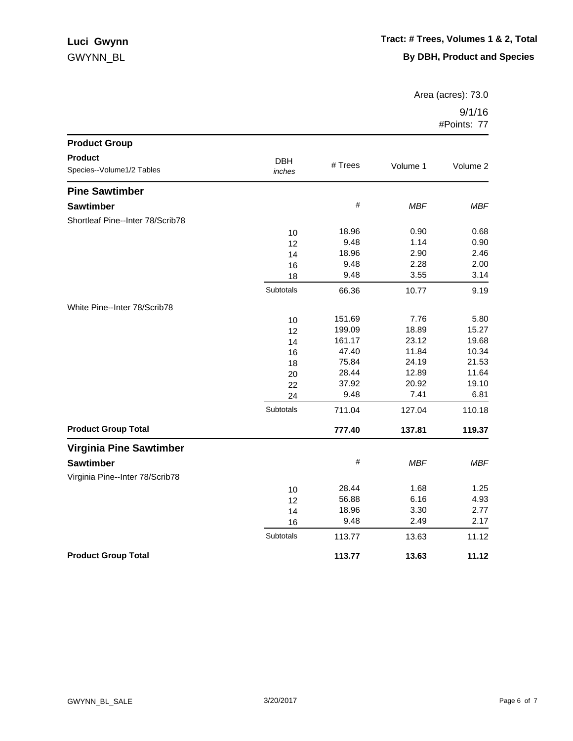**Luci Gwynn**
GWYNN_BL

**Tract: # Trees, Volumes 1 & 2, Total**

**By DBH, Product and Species**

Area (acres): 73.0

9/1/16
#Points: 77

| Product Group<br>Product<br>Species--Volume1/2 Tables | DBH<br>*inches* | # Trees | Volume 1 | Volume 2 |
|---|---|---|---|---|
| **Pine Sawtimber** | | | | |
| **Sawtimber** | | # | *MBF* | *MBF* |
| Shortleaf Pine--Inter 78/Scrib78 | | | | |
| | 10 | 18.96 | 0.90 | 0.68 |
| | 12 | 9.48 | 1.14 | 0.90 |
| | 14 | 18.96 | 2.90 | 2.46 |
| | 16 | 9.48 | 2.28 | 2.00 |
| | 18 | 9.48 | 3.55 | 3.14 |
| | Subtotals | 66.36 | 10.77 | 9.19 |
| White Pine--Inter 78/Scrib78 | | | | |
| | 10 | 151.69 | 7.76 | 5.80 |
| | 12 | 199.09 | 18.89 | 15.27 |
| | 14 | 161.17 | 23.12 | 19.68 |
| | 16 | 47.40 | 11.84 | 10.34 |
| | 18 | 75.84 | 24.19 | 21.53 |
| | 20 | 28.44 | 12.89 | 11.64 |
| | 22 | 37.92 | 20.92 | 19.10 |
| | 24 | 9.48 | 7.41 | 6.81 |
| | Subtotals | 711.04 | 127.04 | 110.18 |
| **Product Group Total** | | **777.40** | **137.81** | **119.37** |
| **Virginia Pine Sawtimber** | | | | |
| **Sawtimber** | | # | *MBF* | *MBF* |
| Virginia Pine--Inter 78/Scrib78 | | | | |
| | 10 | 28.44 | 1.68 | 1.25 |
| | 12 | 56.88 | 6.16 | 4.93 |
| | 14 | 18.96 | 3.30 | 2.77 |
| | 16 | 9.48 | 2.49 | 2.17 |
| | Subtotals | 113.77 | 13.63 | 11.12 |
| **Product Group Total** | | **113.77** | **13.63** | **11.12** |

GWYNN_BL_SALE 3/20/2017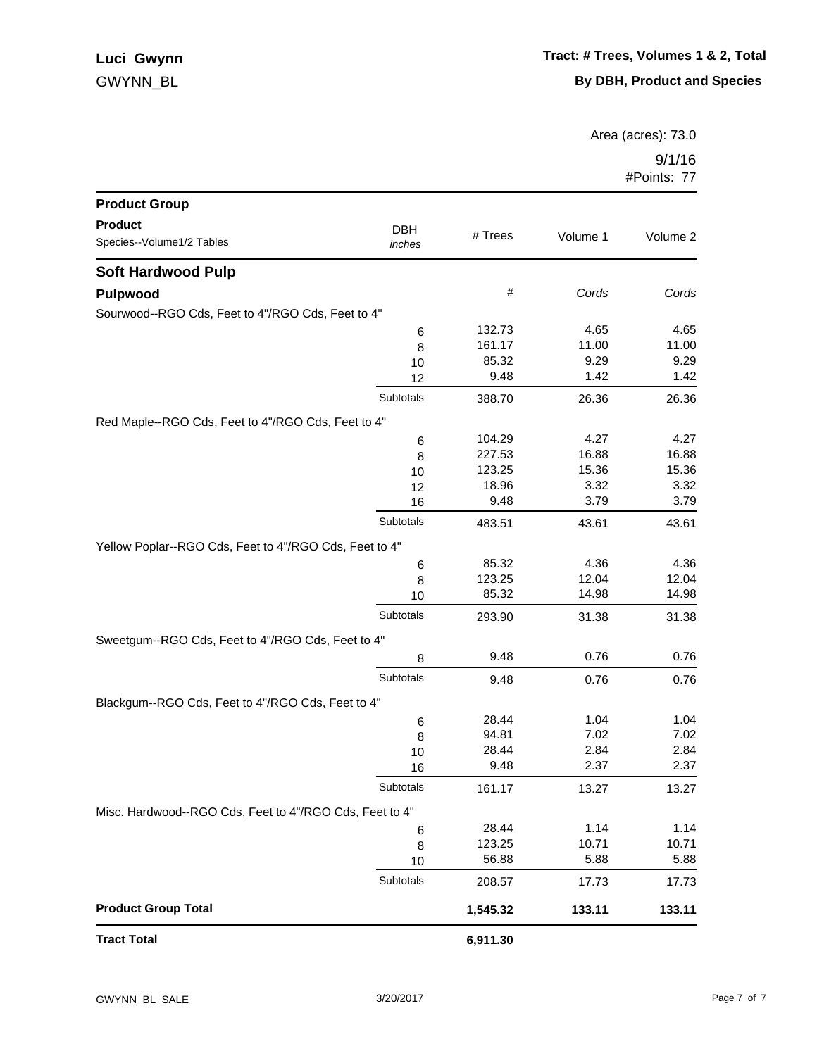**Luci Gwynn**
GWYNN_BL

**Tract: # Trees, Volumes 1 & 2, Total**
**By DBH, Product and Species**

Area (acres): 73.0
9/1/16
#Points: 77

| Product Group / Product / Species--Volume1/2 Tables | DBH *inches* | # Trees | Volume 1 | Volume 2 |
|---|---|---|---|---|
| **Soft Hardwood Pulp** | | | | |
| **Pulpwood** | | # | *Cords* | *Cords* |
| Sourwood--RGO Cds, Feet to 4"/RGO Cds, Feet to 4" | | | | |
| | 6 | 132.73 | 4.65 | 4.65 |
| | 8 | 161.17 | 11.00 | 11.00 |
| | 10 | 85.32 | 9.29 | 9.29 |
| | 12 | 9.48 | 1.42 | 1.42 |
| | Subtotals | 388.70 | 26.36 | 26.36 |
| Red Maple--RGO Cds, Feet to 4"/RGO Cds, Feet to 4" | | | | |
| | 6 | 104.29 | 4.27 | 4.27 |
| | 8 | 227.53 | 16.88 | 16.88 |
| | 10 | 123.25 | 15.36 | 15.36 |
| | 12 | 18.96 | 3.32 | 3.32 |
| | 16 | 9.48 | 3.79 | 3.79 |
| | Subtotals | 483.51 | 43.61 | 43.61 |
| Yellow Poplar--RGO Cds, Feet to 4"/RGO Cds, Feet to 4" | | | | |
| | 6 | 85.32 | 4.36 | 4.36 |
| | 8 | 123.25 | 12.04 | 12.04 |
| | 10 | 85.32 | 14.98 | 14.98 |
| | Subtotals | 293.90 | 31.38 | 31.38 |
| Sweetgum--RGO Cds, Feet to 4"/RGO Cds, Feet to 4" | | | | |
| | 8 | 9.48 | 0.76 | 0.76 |
| | Subtotals | 9.48 | 0.76 | 0.76 |
| Blackgum--RGO Cds, Feet to 4"/RGO Cds, Feet to 4" | | | | |
| | 6 | 28.44 | 1.04 | 1.04 |
| | 8 | 94.81 | 7.02 | 7.02 |
| | 10 | 28.44 | 2.84 | 2.84 |
| | 16 | 9.48 | 2.37 | 2.37 |
| | Subtotals | 161.17 | 13.27 | 13.27 |
| Misc. Hardwood--RGO Cds, Feet to 4"/RGO Cds, Feet to 4" | | | | |
| | 6 | 28.44 | 1.14 | 1.14 |
| | 8 | 123.25 | 10.71 | 10.71 |
| | 10 | 56.88 | 5.88 | 5.88 |
| | Subtotals | 208.57 | 17.73 | 17.73 |
| **Product Group Total** | | **1,545.32** | **133.11** | **133.11** |
| **Tract Total** | | **6,911.30** | | |

GWYNN_BL_SALE    3/20/2017